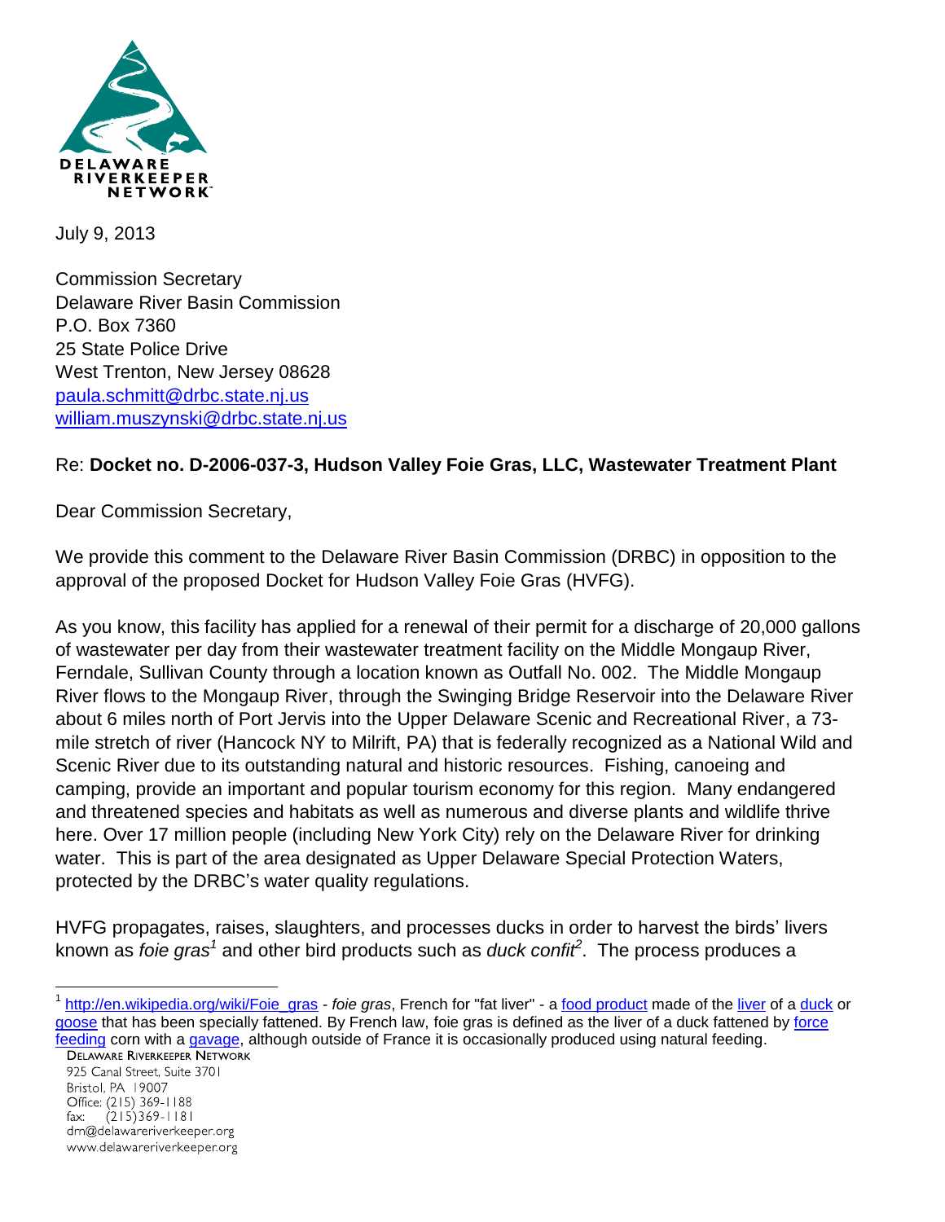DELAWARE RIVERKEEPER NETWORK

July 9, 2013

Commission Secretary
Delaware River Basin Commission
P.O. Box 7360
25 State Police Drive
West Trenton, New Jersey 08628
paula.schmitt@drbc.state.nj.us
william.muszynski@drbc.state.nj.us

Re: **Docket no. D-2006-037-3, Hudson Valley Foie Gras, LLC, Wastewater Treatment Plant**

Dear Commission Secretary,

We provide this comment to the Delaware River Basin Commission (DRBC) in opposition to the approval of the proposed Docket for Hudson Valley Foie Gras (HVFG).

As you know, this facility has applied for a renewal of their permit for a discharge of 20,000 gallons of wastewater per day from their wastewater treatment facility on the Middle Mongaup River, Ferndale, Sullivan County through a location known as Outfall No. 002. The Middle Mongaup River flows to the Mongaup River, through the Swinging Bridge Reservoir into the Delaware River about 6 miles north of Port Jervis into the Upper Delaware Scenic and Recreational River, a 73-mile stretch of river (Hancock NY to Milrift, PA) that is federally recognized as a National Wild and Scenic River due to its outstanding natural and historic resources. Fishing, canoeing and camping, provide an important and popular tourism economy for this region. Many endangered and threatened species and habitats as well as numerous and diverse plants and wildlife thrive here. Over 17 million people (including New York City) rely on the Delaware River for drinking water. This is part of the area designated as Upper Delaware Special Protection Waters, protected by the DRBC's water quality regulations.

HVFG propagates, raises, slaughters, and processes ducks in order to harvest the birds' livers known as *foie gras*[1] and other bird products such as *duck confit*[2]. The process produces a

[1] http://en.wikipedia.org/wiki/Foie_gras - *foie gras*, French for "fat liver" - a food product made of the liver of a duck or goose that has been specially fattened. By French law, foie gras is defined as the liver of a duck fattened by force feeding corn with a gavage, although outside of France it is occasionally produced using natural feeding.

DELAWARE RIVERKEEPER NETWORK
925 Canal Street, Suite 3701
Bristol, PA 19007
Office: (215) 369-1188
fax: (215)369-1181
drn@delawareriverkeeper.org
www.delawareriverkeeper.org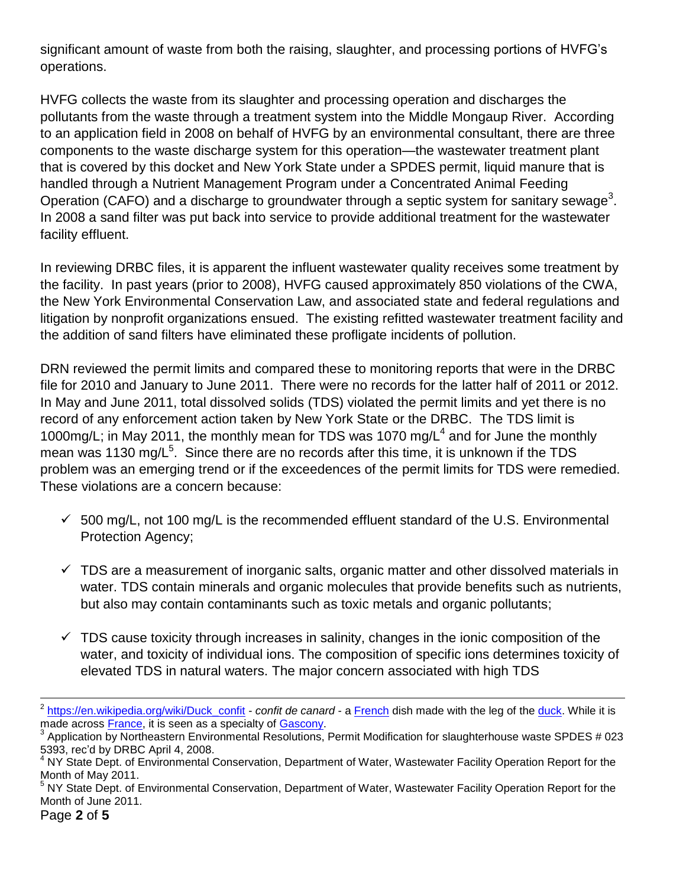significant amount of waste from both the raising, slaughter, and processing portions of HVFG's operations.

HVFG collects the waste from its slaughter and processing operation and discharges the pollutants from the waste through a treatment system into the Middle Mongaup River. According to an application field in 2008 on behalf of HVFG by an environmental consultant, there are three components to the waste discharge system for this operation—the wastewater treatment plant that is covered by this docket and New York State under a SPDES permit, liquid manure that is handled through a Nutrient Management Program under a Concentrated Animal Feeding Operation (CAFO) and a discharge to groundwater through a septic system for sanitary sewage[3]. In 2008 a sand filter was put back into service to provide additional treatment for the wastewater facility effluent.

In reviewing DRBC files, it is apparent the influent wastewater quality receives some treatment by the facility. In past years (prior to 2008), HVFG caused approximately 850 violations of the CWA, the New York Environmental Conservation Law, and associated state and federal regulations and litigation by nonprofit organizations ensued. The existing refitted wastewater treatment facility and the addition of sand filters have eliminated these profligate incidents of pollution.

DRN reviewed the permit limits and compared these to monitoring reports that were in the DRBC file for 2010 and January to June 2011. There were no records for the latter half of 2011 or 2012. In May and June 2011, total dissolved solids (TDS) violated the permit limits and yet there is no record of any enforcement action taken by New York State or the DRBC. The TDS limit is 1000mg/L; in May 2011, the monthly mean for TDS was 1070 mg/L[4] and for June the monthly mean was 1130 mg/L[5]. Since there are no records after this time, it is unknown if the TDS problem was an emerging trend or if the exceedences of the permit limits for TDS were remedied. These violations are a concern because:

- ✓ 500 mg/L, not 100 mg/L is the recommended effluent standard of the U.S. Environmental Protection Agency;
- ✓ TDS are a measurement of inorganic salts, organic matter and other dissolved materials in water. TDS contain minerals and organic molecules that provide benefits such as nutrients, but also may contain contaminants such as toxic metals and organic pollutants;
- ✓ TDS cause toxicity through increases in salinity, changes in the ionic composition of the water, and toxicity of individual ions. The composition of specific ions determines toxicity of elevated TDS in natural waters. The major concern associated with high TDS

---

[2] https://en.wikipedia.org/wiki/Duck_confit - *confit de canard* - a French dish made with the leg of the duck. While it is made across France, it is seen as a specialty of Gascony.

[3] Application by Northeastern Environmental Resolutions, Permit Modification for slaughterhouse waste SPDES # 023 5393, rec'd by DRBC April 4, 2008.

[4] NY State Dept. of Environmental Conservation, Department of Water, Wastewater Facility Operation Report for the Month of May 2011.

[5] NY State Dept. of Environmental Conservation, Department of Water, Wastewater Facility Operation Report for the Month of June 2011.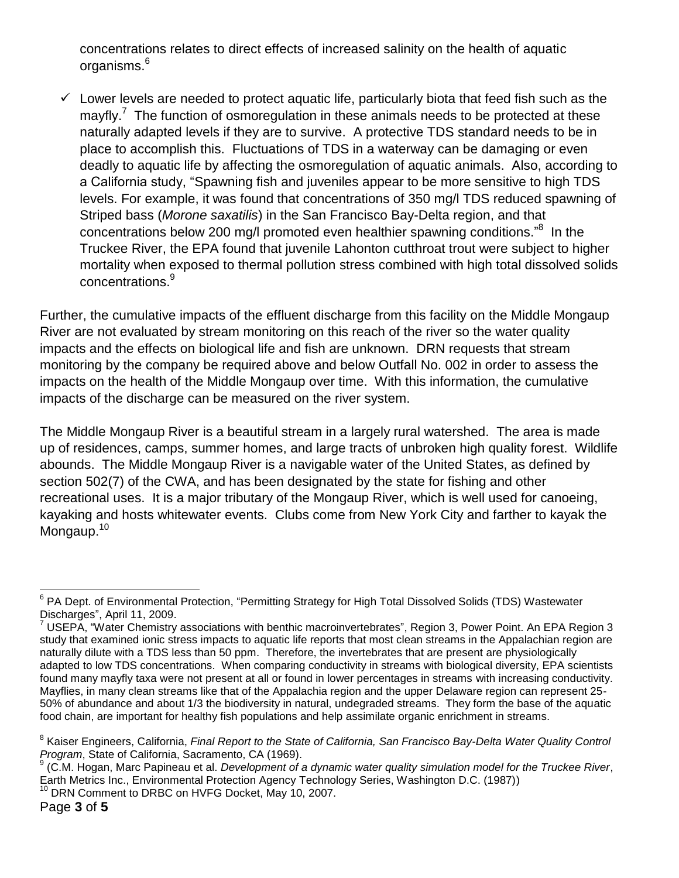concentrations relates to direct effects of increased salinity on the health of aquatic organisms.[6]

- ✓ Lower levels are needed to protect aquatic life, particularly biota that feed fish such as the mayfly.[7] The function of osmoregulation in these animals needs to be protected at these naturally adapted levels if they are to survive. A protective TDS standard needs to be in place to accomplish this. Fluctuations of TDS in a waterway can be damaging or even deadly to aquatic life by affecting the osmoregulation of aquatic animals. Also, according to a California study, "Spawning fish and juveniles appear to be more sensitive to high TDS levels. For example, it was found that concentrations of 350 mg/l TDS reduced spawning of Striped bass (*Morone saxatilis*) in the San Francisco Bay-Delta region, and that concentrations below 200 mg/l promoted even healthier spawning conditions."[8] In the Truckee River, the EPA found that juvenile Lahonton cutthroat trout were subject to higher mortality when exposed to thermal pollution stress combined with high total dissolved solids concentrations.[9]

Further, the cumulative impacts of the effluent discharge from this facility on the Middle Mongaup River are not evaluated by stream monitoring on this reach of the river so the water quality impacts and the effects on biological life and fish are unknown. DRN requests that stream monitoring by the company be required above and below Outfall No. 002 in order to assess the impacts on the health of the Middle Mongaup over time. With this information, the cumulative impacts of the discharge can be measured on the river system.

The Middle Mongaup River is a beautiful stream in a largely rural watershed. The area is made up of residences, camps, summer homes, and large tracts of unbroken high quality forest. Wildlife abounds. The Middle Mongaup River is a navigable water of the United States, as defined by section 502(7) of the CWA, and has been designated by the state for fishing and other recreational uses. It is a major tributary of the Mongaup River, which is well used for canoeing, kayaking and hosts whitewater events. Clubs come from New York City and farther to kayak the Mongaup.[10]

---

[6] PA Dept. of Environmental Protection, "Permitting Strategy for High Total Dissolved Solids (TDS) Wastewater Discharges", April 11, 2009.

[7] USEPA, "Water Chemistry associations with benthic macroinvertebrates", Region 3, Power Point. An EPA Region 3 study that examined ionic stress impacts to aquatic life reports that most clean streams in the Appalachian region are naturally dilute with a TDS less than 50 ppm. Therefore, the invertebrates that are present are physiologically adapted to low TDS concentrations. When comparing conductivity in streams with biological diversity, EPA scientists found many mayfly taxa were not present at all or found in lower percentages in streams with increasing conductivity. Mayflies, in many clean streams like that of the Appalachia region and the upper Delaware region can represent 25-50% of abundance and about 1/3 the biodiversity in natural, undegraded streams. They form the base of the aquatic food chain, are important for healthy fish populations and help assimilate organic enrichment in streams.

[8] Kaiser Engineers, California, *Final Report to the State of California, San Francisco Bay-Delta Water Quality Control Program*, State of California, Sacramento, CA (1969).

[9] (C.M. Hogan, Marc Papineau et al. *Development of a dynamic water quality simulation model for the Truckee River*, Earth Metrics Inc., Environmental Protection Agency Technology Series, Washington D.C. (1987))

[10] DRN Comment to DRBC on HVFG Docket, May 10, 2007.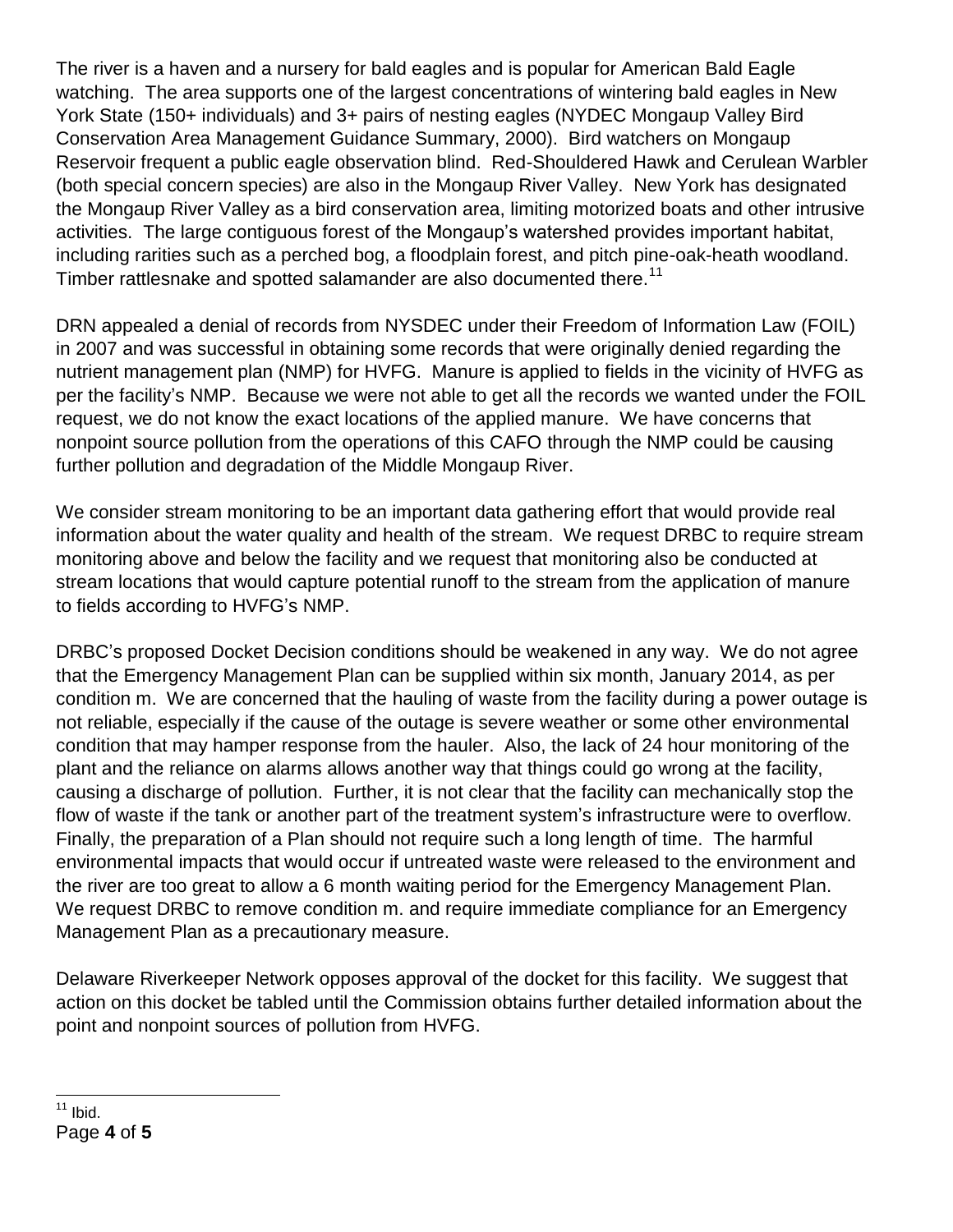The river is a haven and a nursery for bald eagles and is popular for American Bald Eagle watching. The area supports one of the largest concentrations of wintering bald eagles in New York State (150+ individuals) and 3+ pairs of nesting eagles (NYDEC Mongaup Valley Bird Conservation Area Management Guidance Summary, 2000). Bird watchers on Mongaup Reservoir frequent a public eagle observation blind. Red-Shouldered Hawk and Cerulean Warbler (both special concern species) are also in the Mongaup River Valley. New York has designated the Mongaup River Valley as a bird conservation area, limiting motorized boats and other intrusive activities. The large contiguous forest of the Mongaup's watershed provides important habitat, including rarities such as a perched bog, a floodplain forest, and pitch pine-oak-heath woodland. Timber rattlesnake and spotted salamander are also documented there.[11]

DRN appealed a denial of records from NYSDEC under their Freedom of Information Law (FOIL) in 2007 and was successful in obtaining some records that were originally denied regarding the nutrient management plan (NMP) for HVFG. Manure is applied to fields in the vicinity of HVFG as per the facility's NMP. Because we were not able to get all the records we wanted under the FOIL request, we do not know the exact locations of the applied manure. We have concerns that nonpoint source pollution from the operations of this CAFO through the NMP could be causing further pollution and degradation of the Middle Mongaup River.

We consider stream monitoring to be an important data gathering effort that would provide real information about the water quality and health of the stream. We request DRBC to require stream monitoring above and below the facility and we request that monitoring also be conducted at stream locations that would capture potential runoff to the stream from the application of manure to fields according to HVFG's NMP.

DRBC's proposed Docket Decision conditions should be weakened in any way. We do not agree that the Emergency Management Plan can be supplied within six month, January 2014, as per condition m. We are concerned that the hauling of waste from the facility during a power outage is not reliable, especially if the cause of the outage is severe weather or some other environmental condition that may hamper response from the hauler. Also, the lack of 24 hour monitoring of the plant and the reliance on alarms allows another way that things could go wrong at the facility, causing a discharge of pollution. Further, it is not clear that the facility can mechanically stop the flow of waste if the tank or another part of the treatment system's infrastructure were to overflow. Finally, the preparation of a Plan should not require such a long length of time. The harmful environmental impacts that would occur if untreated waste were released to the environment and the river are too great to allow a 6 month waiting period for the Emergency Management Plan. We request DRBC to remove condition m. and require immediate compliance for an Emergency Management Plan as a precautionary measure.

Delaware Riverkeeper Network opposes approval of the docket for this facility. We suggest that action on this docket be tabled until the Commission obtains further detailed information about the point and nonpoint sources of pollution from HVFG.

---

[11] Ibid.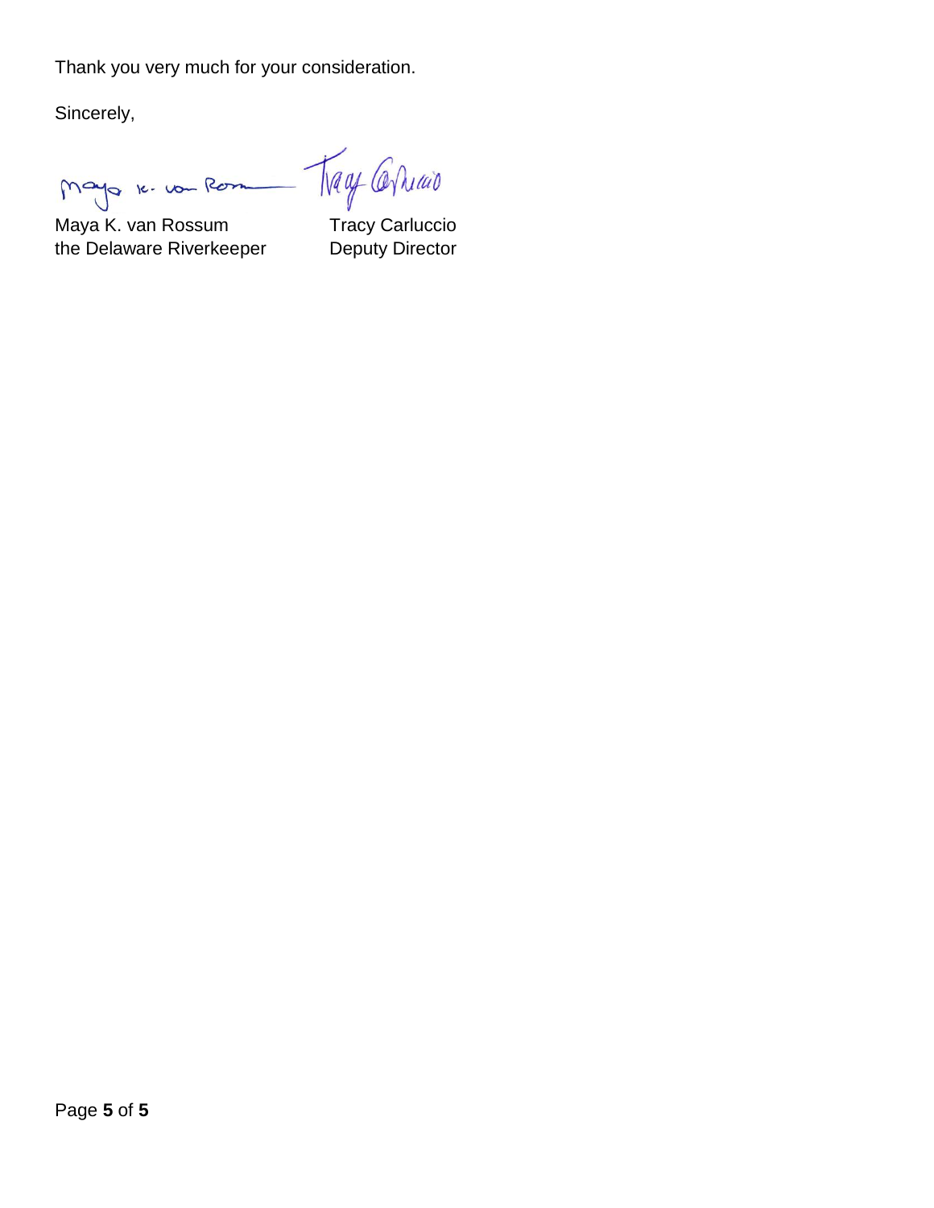Thank you very much for your consideration.

Sincerely,

Maya K. van Rossum
the Delaware Riverkeeper

Tracy Carluccio
Deputy Director